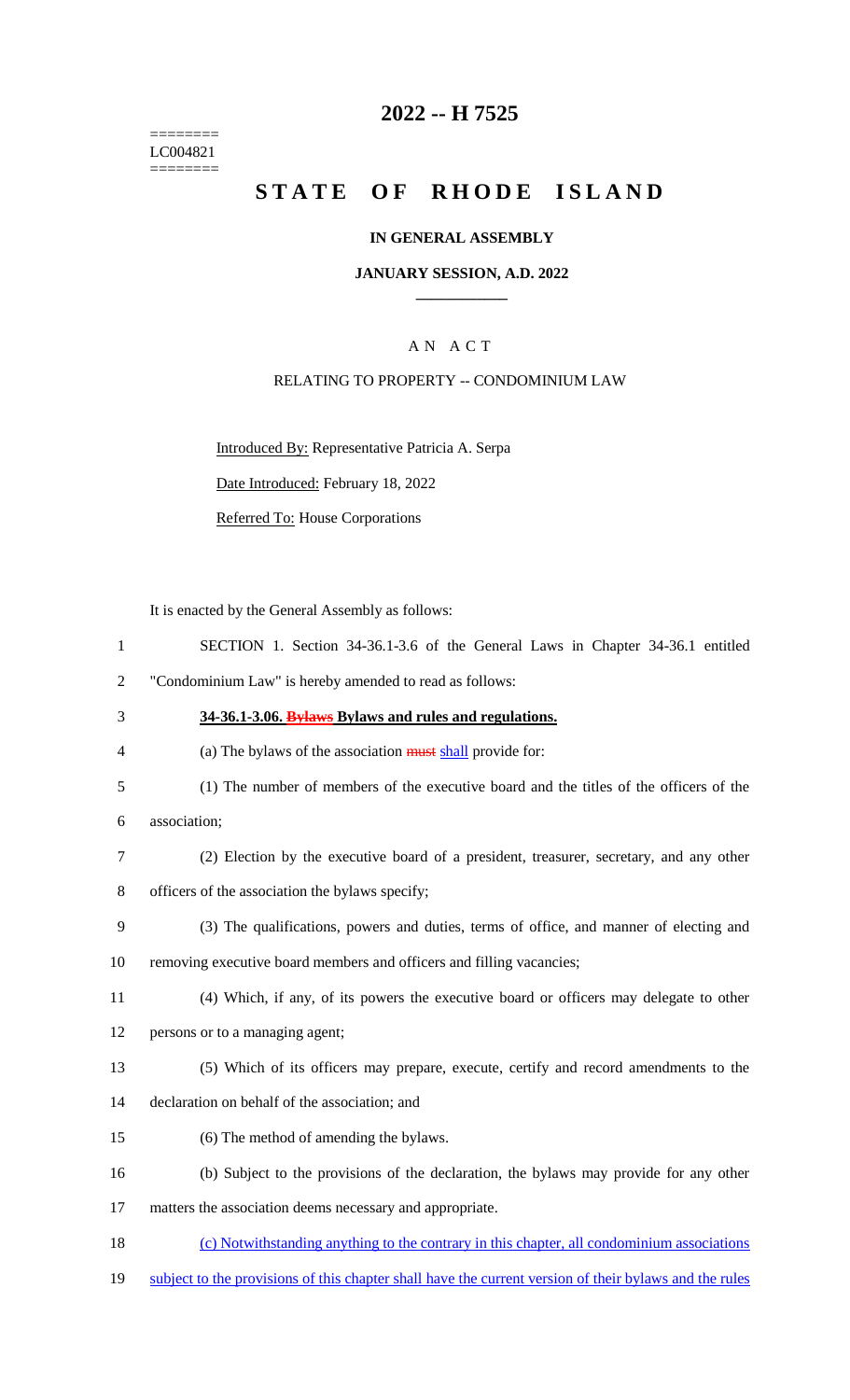========
LC004821
========

# 2022 -- H 7525

# STATE OF RHODE ISLAND

**IN GENERAL ASSEMBLY**

**JANUARY SESSION, A.D. 2022**

A N A C T

RELATING TO PROPERTY -- CONDOMINIUM LAW

Introduced By: Representative Patricia A. Serpa

Date Introduced: February 18, 2022

Referred To: House Corporations

It is enacted by the General Assembly as follows:

1 SECTION 1. Section 34-36.1-3.6 of the General Laws in Chapter 34-36.1 entitled
2 "Condominium Law" is hereby amended to read as follows:

3 **34-36.1-3.06. ~~Bylaws~~ Bylaws and rules and regulations.**

4 (a) The bylaws of the association ~~must~~ shall provide for:

5 (1) The number of members of the executive board and the titles of the officers of the
6 association;

7 (2) Election by the executive board of a president, treasurer, secretary, and any other
8 officers of the association the bylaws specify;

9 (3) The qualifications, powers and duties, terms of office, and manner of electing and
10 removing executive board members and officers and filling vacancies;

11 (4) Which, if any, of its powers the executive board or officers may delegate to other
12 persons or to a managing agent;

13 (5) Which of its officers may prepare, execute, certify and record amendments to the
14 declaration on behalf of the association; and

15 (6) The method of amending the bylaws.

16 (b) Subject to the provisions of the declaration, the bylaws may provide for any other
17 matters the association deems necessary and appropriate.

18 (c) Notwithstanding anything to the contrary in this chapter, all condominium associations
19 subject to the provisions of this chapter shall have the current version of their bylaws and the rules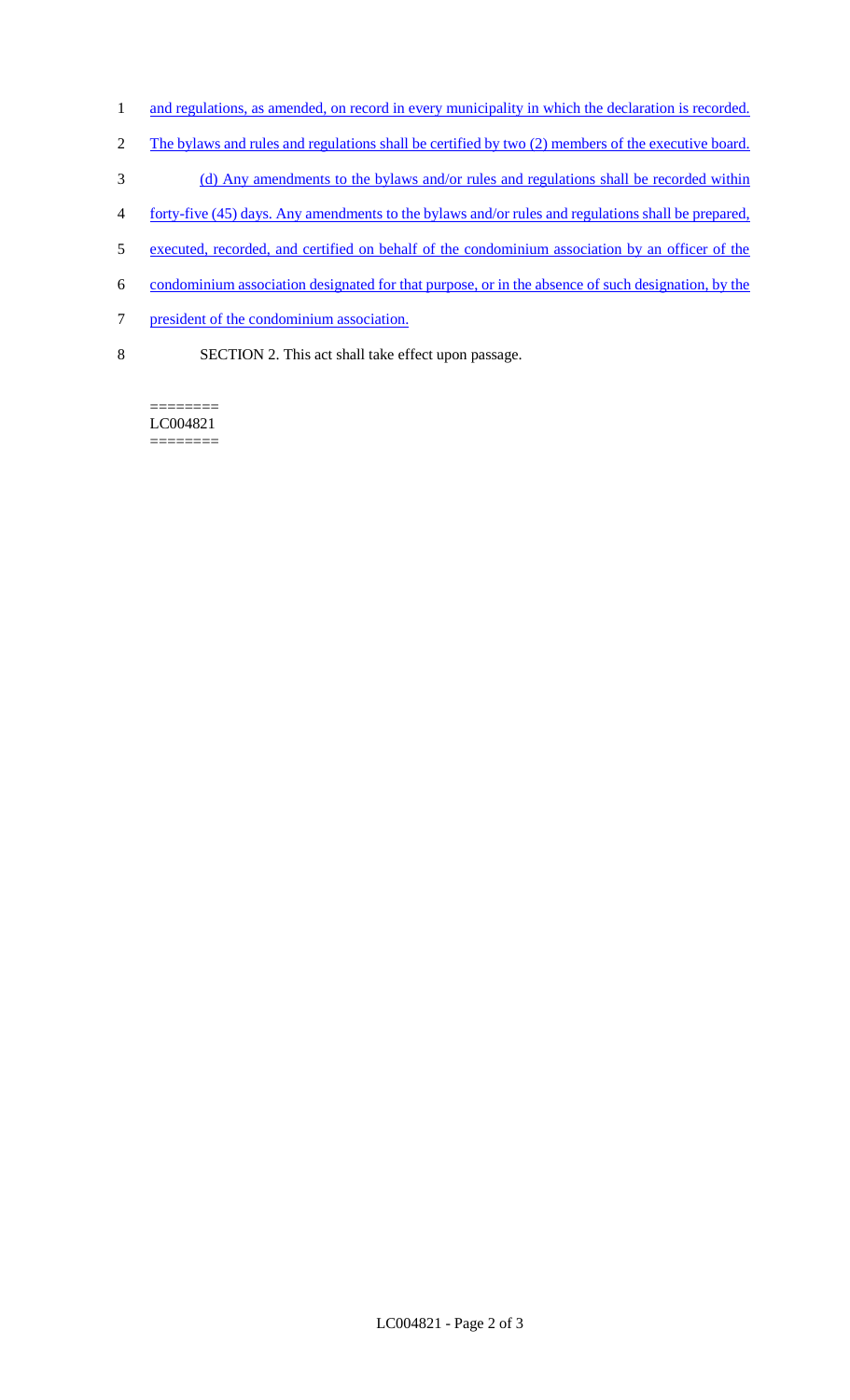and regulations, as amended, on record in every municipality in which the declaration is recorded. The bylaws and rules and regulations shall be certified by two (2) members of the executive board.

(d) Any amendments to the bylaws and/or rules and regulations shall be recorded within forty-five (45) days. Any amendments to the bylaws and/or rules and regulations shall be prepared, executed, recorded, and certified on behalf of the condominium association by an officer of the condominium association designated for that purpose, or in the absence of such designation, by the president of the condominium association.

SECTION 2. This act shall take effect upon passage.

========
LC004821
========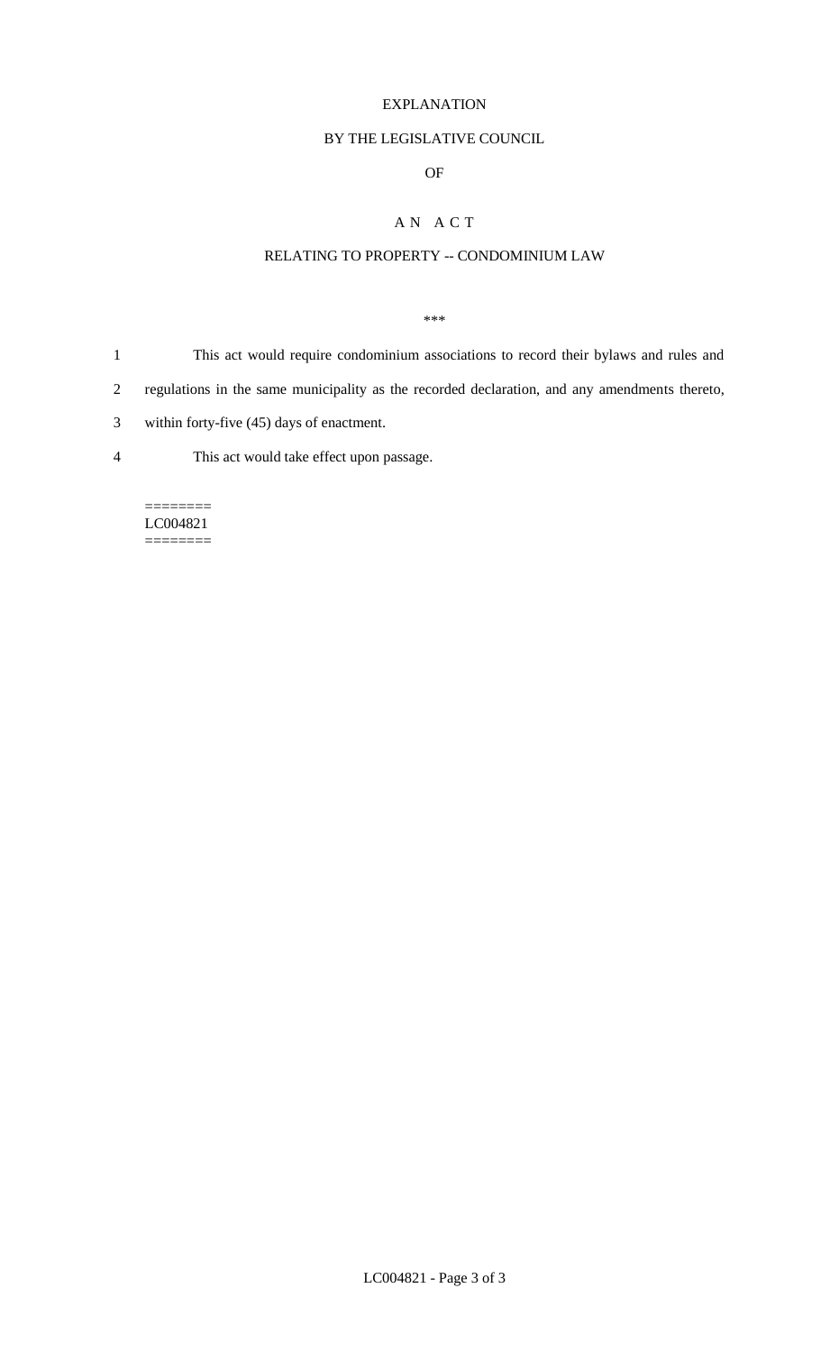EXPLANATION

BY THE LEGISLATIVE COUNCIL

OF

A N A C T

RELATING TO PROPERTY -- CONDOMINIUM LAW

\*\*\*

1 This act would require condominium associations to record their bylaws and rules and
2 regulations in the same municipality as the recorded declaration, and any amendments thereto,
3 within forty-five (45) days of enactment.
4 This act would take effect upon passage.

========
LC004821
========